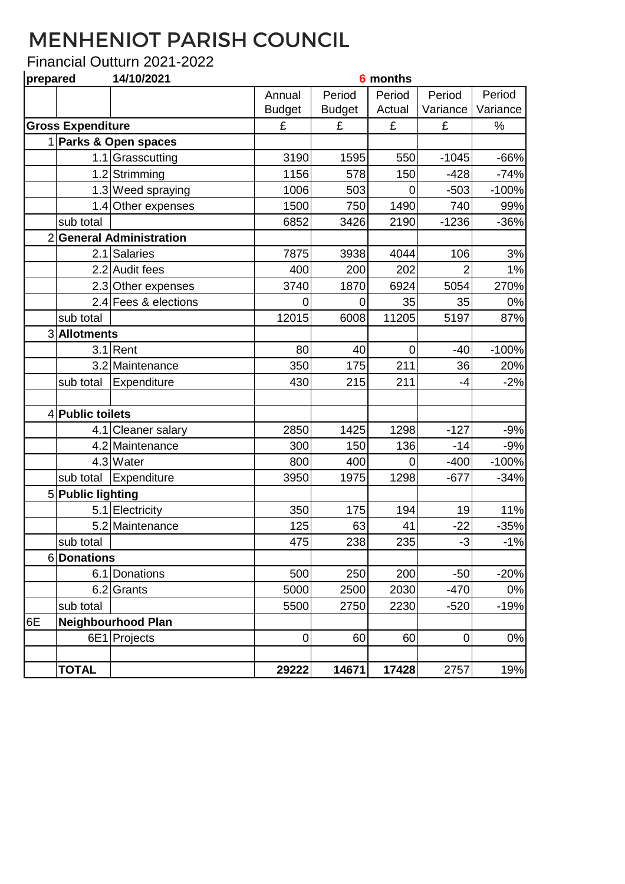# MENHENIOT PARISH COUNCIL

Financial Outturn 2021-2022

**prepared** **14/10/2021** **6 months**

| | | | Annual Budget | Period Budget | Period Actual | Period Variance | Period Variance |
|---|---|---|---|---|---|---|---|
| **Gross Expenditure** | | | £ | £ | £ | £ | % |
| 1 | **Parks & Open spaces** | | | | | | |
| | 1.1 | Grasscutting | 3190 | 1595 | 550 | -1045 | -66% |
| | 1.2 | Strimming | 1156 | 578 | 150 | -428 | -74% |
| | 1.3 | Weed spraying | 1006 | 503 | 0 | -503 | -100% |
| | 1.4 | Other expenses | 1500 | 750 | 1490 | 740 | 99% |
| | sub total | | 6852 | 3426 | 2190 | -1236 | -36% |
| 2 | **General Administration** | | | | | | |
| | 2.1 | Salaries | 7875 | 3938 | 4044 | 106 | 3% |
| | 2.2 | Audit fees | 400 | 200 | 202 | 2 | 1% |
| | 2.3 | Other expenses | 3740 | 1870 | 6924 | 5054 | 270% |
| | 2.4 | Fees & elections | 0 | 0 | 35 | 35 | 0% |
| | sub total | | 12015 | 6008 | 11205 | 5197 | 87% |
| 3 | **Allotments** | | | | | | |
| | 3.1 | Rent | 80 | 40 | 0 | -40 | -100% |
| | 3.2 | Maintenance | 350 | 175 | 211 | 36 | 20% |
| | sub total | Expenditure | 430 | 215 | 211 | -4 | -2% |
| | | | | | | | |
| 4 | **Public toilets** | | | | | | |
| | 4.1 | Cleaner salary | 2850 | 1425 | 1298 | -127 | -9% |
| | 4.2 | Maintenance | 300 | 150 | 136 | -14 | -9% |
| | 4.3 | Water | 800 | 400 | 0 | -400 | -100% |
| | sub total | Expenditure | 3950 | 1975 | 1298 | -677 | -34% |
| 5 | **Public lighting** | | | | | | |
| | 5.1 | Electricity | 350 | 175 | 194 | 19 | 11% |
| | 5.2 | Maintenance | 125 | 63 | 41 | -22 | -35% |
| | sub total | | 475 | 238 | 235 | -3 | -1% |
| 6 | **Donations** | | | | | | |
| | 6.1 | Donations | 500 | 250 | 200 | -50 | -20% |
| | 6.2 | Grants | 5000 | 2500 | 2030 | -470 | 0% |
| | sub total | | 5500 | 2750 | 2230 | -520 | -19% |
| 6E | **Neighbourhood Plan** | | | | | | |
| | 6E1 | Projects | 0 | 60 | 60 | 0 | 0% |
| | | | | | | | |
| | **TOTAL** | | **29222** | **14671** | **17428** | 2757 | 19% |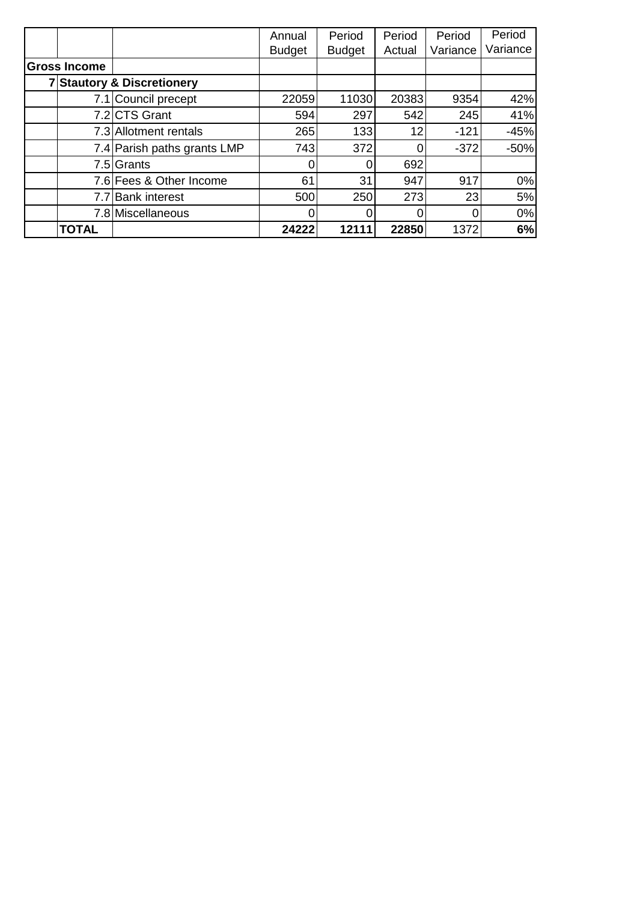| | | | Annual Budget | Period Budget | Period Actual | Period Variance | Period Variance |
|---|---|---|---|---|---|---|---|
| **Gross Income** | | | | | | | |
| **7** | **Stautory & Discretionery** | | | | | | |
| | 7.1 | Council precept | 22059 | 11030 | 20383 | 9354 | 42% |
| | 7.2 | CTS Grant | 594 | 297 | 542 | 245 | 41% |
| | 7.3 | Allotment rentals | 265 | 133 | 12 | -121 | -45% |
| | 7.4 | Parish paths grants LMP | 743 | 372 | 0 | -372 | -50% |
| | 7.5 | Grants | 0 | 0 | 692 | | |
| | 7.6 | Fees & Other Income | 61 | 31 | 947 | 917 | 0% |
| | 7.7 | Bank interest | 500 | 250 | 273 | 23 | 5% |
| | 7.8 | Miscellaneous | 0 | 0 | 0 | 0 | 0% |
| | **TOTAL** | | **24222** | **12111** | **22850** | 1372 | **6%** |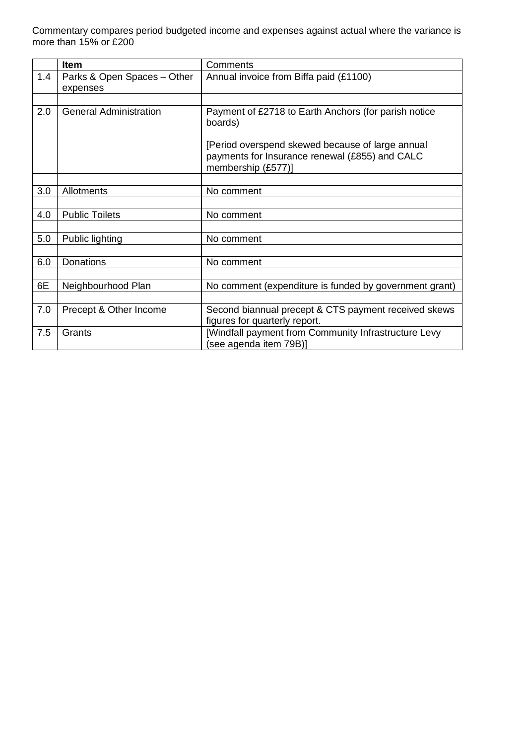Commentary compares period budgeted income and expenses against actual where the variance is more than 15% or £200

| | Item | Comments |
|---|---|---|
| 1.4 | Parks & Open Spaces – Other expenses | Annual invoice from Biffa paid (£1100) |
| | | |
| 2.0 | General Administration | Payment of £2718 to Earth Anchors (for parish notice boards)<br><br>[Period overspend skewed because of large annual payments for Insurance renewal (£855) and CALC membership (£577)] |
| | | |
| 3.0 | Allotments | No comment |
| | | |
| 4.0 | Public Toilets | No comment |
| | | |
| 5.0 | Public lighting | No comment |
| | | |
| 6.0 | Donations | No comment |
| | | |
| 6E | Neighbourhood Plan | No comment (expenditure is funded by government grant) |
| | | |
| 7.0 | Precept & Other Income | Second biannual precept & CTS payment received skews figures for quarterly report. |
| 7.5 | Grants | [Windfall payment from Community Infrastructure Levy (see agenda item 79B)] |